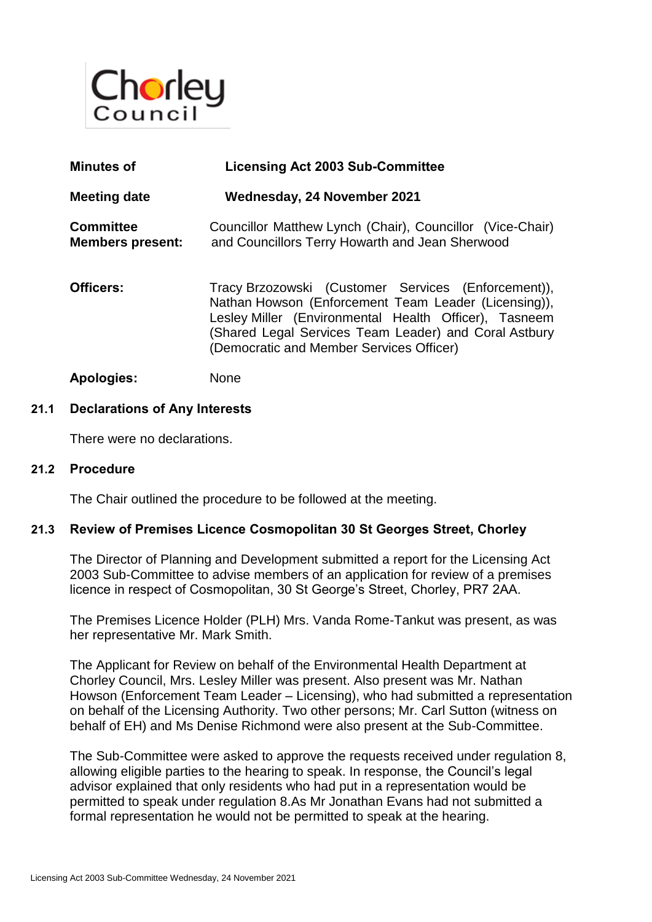Chorley Council

| | |
|---|---|
| **Minutes of** | **Licensing Act 2003 Sub-Committee** |
| **Meeting date** | **Wednesday, 24 November 2021** |
| **Committee Members present:** | Councillor Matthew Lynch (Chair), Councillor (Vice-Chair) and Councillors Terry Howarth and Jean Sherwood |
| **Officers:** | Tracy Brzozowski (Customer Services (Enforcement)), Nathan Howson (Enforcement Team Leader (Licensing)), Lesley Miller (Environmental Health Officer), Tasneem (Shared Legal Services Team Leader) and Coral Astbury (Democratic and Member Services Officer) |
| **Apologies:** | None |

## 21.1 Declarations of Any Interests

There were no declarations.

## 21.2 Procedure

The Chair outlined the procedure to be followed at the meeting.

## 21.3 Review of Premises Licence Cosmopolitan 30 St Georges Street, Chorley

The Director of Planning and Development submitted a report for the Licensing Act 2003 Sub-Committee to advise members of an application for review of a premises licence in respect of Cosmopolitan, 30 St George's Street, Chorley, PR7 2AA.

The Premises Licence Holder (PLH) Mrs. Vanda Rome-Tankut was present, as was her representative Mr. Mark Smith.

The Applicant for Review on behalf of the Environmental Health Department at Chorley Council, Mrs. Lesley Miller was present. Also present was Mr. Nathan Howson (Enforcement Team Leader – Licensing), who had submitted a representation on behalf of the Licensing Authority. Two other persons; Mr. Carl Sutton (witness on behalf of EH) and Ms Denise Richmond were also present at the Sub-Committee.

The Sub-Committee were asked to approve the requests received under regulation 8, allowing eligible parties to the hearing to speak. In response, the Council's legal advisor explained that only residents who had put in a representation would be permitted to speak under regulation 8.As Mr Jonathan Evans had not submitted a formal representation he would not be permitted to speak at the hearing.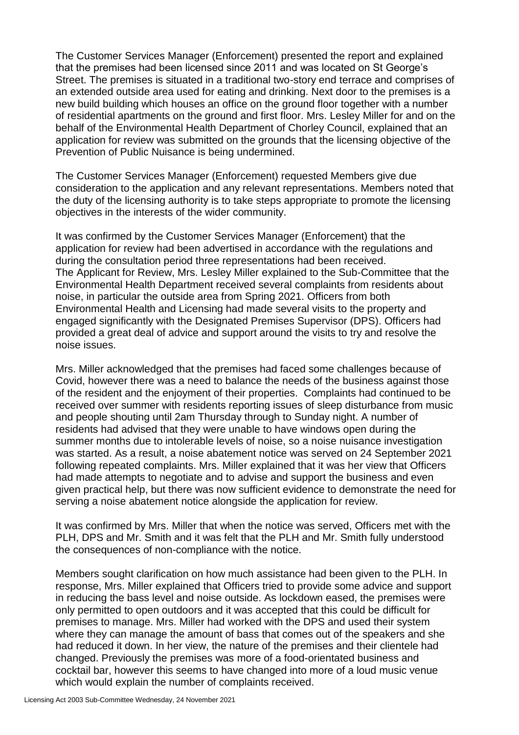The Customer Services Manager (Enforcement) presented the report and explained that the premises had been licensed since 2011 and was located on St George's Street. The premises is situated in a traditional two-story end terrace and comprises of an extended outside area used for eating and drinking. Next door to the premises is a new build building which houses an office on the ground floor together with a number of residential apartments on the ground and first floor. Mrs. Lesley Miller for and on the behalf of the Environmental Health Department of Chorley Council, explained that an application for review was submitted on the grounds that the licensing objective of the Prevention of Public Nuisance is being undermined.

The Customer Services Manager (Enforcement) requested Members give due consideration to the application and any relevant representations. Members noted that the duty of the licensing authority is to take steps appropriate to promote the licensing objectives in the interests of the wider community.

It was confirmed by the Customer Services Manager (Enforcement) that the application for review had been advertised in accordance with the regulations and during the consultation period three representations had been received.
The Applicant for Review, Mrs. Lesley Miller explained to the Sub-Committee that the Environmental Health Department received several complaints from residents about noise, in particular the outside area from Spring 2021. Officers from both Environmental Health and Licensing had made several visits to the property and engaged significantly with the Designated Premises Supervisor (DPS). Officers had provided a great deal of advice and support around the visits to try and resolve the noise issues.

Mrs. Miller acknowledged that the premises had faced some challenges because of Covid, however there was a need to balance the needs of the business against those of the resident and the enjoyment of their properties. Complaints had continued to be received over summer with residents reporting issues of sleep disturbance from music and people shouting until 2am Thursday through to Sunday night. A number of residents had advised that they were unable to have windows open during the summer months due to intolerable levels of noise, so a noise nuisance investigation was started. As a result, a noise abatement notice was served on 24 September 2021 following repeated complaints. Mrs. Miller explained that it was her view that Officers had made attempts to negotiate and to advise and support the business and even given practical help, but there was now sufficient evidence to demonstrate the need for serving a noise abatement notice alongside the application for review.

It was confirmed by Mrs. Miller that when the notice was served, Officers met with the PLH, DPS and Mr. Smith and it was felt that the PLH and Mr. Smith fully understood the consequences of non-compliance with the notice.

Members sought clarification on how much assistance had been given to the PLH. In response, Mrs. Miller explained that Officers tried to provide some advice and support in reducing the bass level and noise outside. As lockdown eased, the premises were only permitted to open outdoors and it was accepted that this could be difficult for premises to manage. Mrs. Miller had worked with the DPS and used their system where they can manage the amount of bass that comes out of the speakers and she had reduced it down. In her view, the nature of the premises and their clientele had changed. Previously the premises was more of a food-orientated business and cocktail bar, however this seems to have changed into more of a loud music venue which would explain the number of complaints received.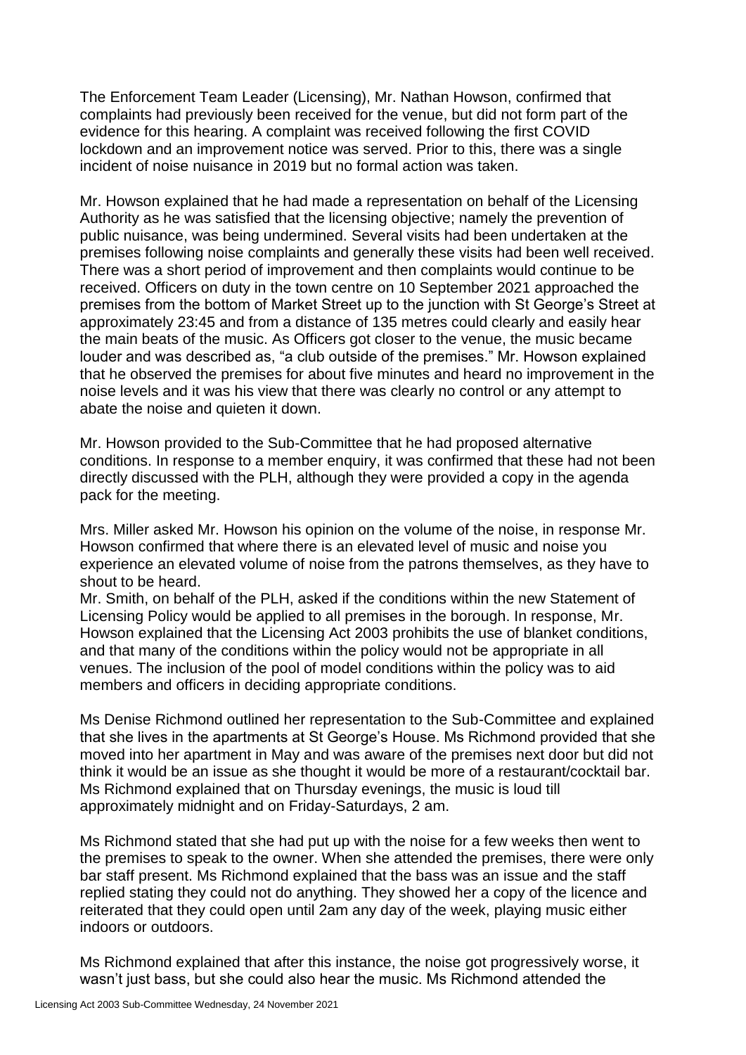The Enforcement Team Leader (Licensing), Mr. Nathan Howson, confirmed that complaints had previously been received for the venue, but did not form part of the evidence for this hearing. A complaint was received following the first COVID lockdown and an improvement notice was served. Prior to this, there was a single incident of noise nuisance in 2019 but no formal action was taken.

Mr. Howson explained that he had made a representation on behalf of the Licensing Authority as he was satisfied that the licensing objective; namely the prevention of public nuisance, was being undermined. Several visits had been undertaken at the premises following noise complaints and generally these visits had been well received. There was a short period of improvement and then complaints would continue to be received. Officers on duty in the town centre on 10 September 2021 approached the premises from the bottom of Market Street up to the junction with St George's Street at approximately 23:45 and from a distance of 135 metres could clearly and easily hear the main beats of the music. As Officers got closer to the venue, the music became louder and was described as, "a club outside of the premises." Mr. Howson explained that he observed the premises for about five minutes and heard no improvement in the noise levels and it was his view that there was clearly no control or any attempt to abate the noise and quieten it down.

Mr. Howson provided to the Sub-Committee that he had proposed alternative conditions. In response to a member enquiry, it was confirmed that these had not been directly discussed with the PLH, although they were provided a copy in the agenda pack for the meeting.

Mrs. Miller asked Mr. Howson his opinion on the volume of the noise, in response Mr. Howson confirmed that where there is an elevated level of music and noise you experience an elevated volume of noise from the patrons themselves, as they have to shout to be heard.

Mr. Smith, on behalf of the PLH, asked if the conditions within the new Statement of Licensing Policy would be applied to all premises in the borough. In response, Mr. Howson explained that the Licensing Act 2003 prohibits the use of blanket conditions, and that many of the conditions within the policy would not be appropriate in all venues. The inclusion of the pool of model conditions within the policy was to aid members and officers in deciding appropriate conditions.

Ms Denise Richmond outlined her representation to the Sub-Committee and explained that she lives in the apartments at St George's House. Ms Richmond provided that she moved into her apartment in May and was aware of the premises next door but did not think it would be an issue as she thought it would be more of a restaurant/cocktail bar. Ms Richmond explained that on Thursday evenings, the music is loud till approximately midnight and on Friday-Saturdays, 2 am.

Ms Richmond stated that she had put up with the noise for a few weeks then went to the premises to speak to the owner. When she attended the premises, there were only bar staff present. Ms Richmond explained that the bass was an issue and the staff replied stating they could not do anything. They showed her a copy of the licence and reiterated that they could open until 2am any day of the week, playing music either indoors or outdoors.

Ms Richmond explained that after this instance, the noise got progressively worse, it wasn't just bass, but she could also hear the music. Ms Richmond attended the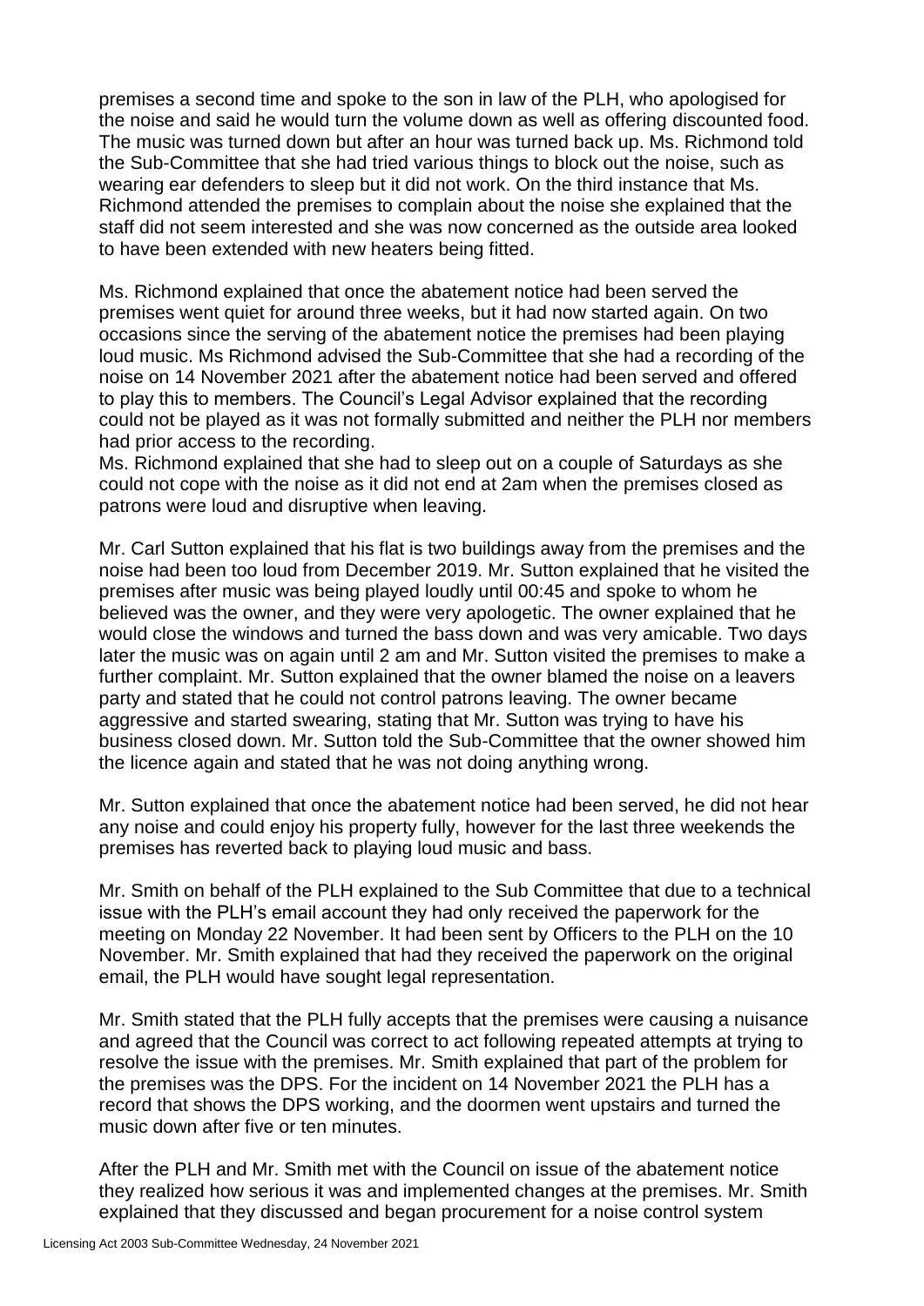premises a second time and spoke to the son in law of the PLH, who apologised for the noise and said he would turn the volume down as well as offering discounted food. The music was turned down but after an hour was turned back up. Ms. Richmond told the Sub-Committee that she had tried various things to block out the noise, such as wearing ear defenders to sleep but it did not work. On the third instance that Ms. Richmond attended the premises to complain about the noise she explained that the staff did not seem interested and she was now concerned as the outside area looked to have been extended with new heaters being fitted.

Ms. Richmond explained that once the abatement notice had been served the premises went quiet for around three weeks, but it had now started again. On two occasions since the serving of the abatement notice the premises had been playing loud music. Ms Richmond advised the Sub-Committee that she had a recording of the noise on 14 November 2021 after the abatement notice had been served and offered to play this to members. The Council's Legal Advisor explained that the recording could not be played as it was not formally submitted and neither the PLH nor members had prior access to the recording.
Ms. Richmond explained that she had to sleep out on a couple of Saturdays as she could not cope with the noise as it did not end at 2am when the premises closed as patrons were loud and disruptive when leaving.

Mr. Carl Sutton explained that his flat is two buildings away from the premises and the noise had been too loud from December 2019. Mr. Sutton explained that he visited the premises after music was being played loudly until 00:45 and spoke to whom he believed was the owner, and they were very apologetic. The owner explained that he would close the windows and turned the bass down and was very amicable. Two days later the music was on again until 2 am and Mr. Sutton visited the premises to make a further complaint. Mr. Sutton explained that the owner blamed the noise on a leavers party and stated that he could not control patrons leaving. The owner became aggressive and started swearing, stating that Mr. Sutton was trying to have his business closed down. Mr. Sutton told the Sub-Committee that the owner showed him the licence again and stated that he was not doing anything wrong.

Mr. Sutton explained that once the abatement notice had been served, he did not hear any noise and could enjoy his property fully, however for the last three weekends the premises has reverted back to playing loud music and bass.

Mr. Smith on behalf of the PLH explained to the Sub Committee that due to a technical issue with the PLH's email account they had only received the paperwork for the meeting on Monday 22 November. It had been sent by Officers to the PLH on the 10 November. Mr. Smith explained that had they received the paperwork on the original email, the PLH would have sought legal representation.

Mr. Smith stated that the PLH fully accepts that the premises were causing a nuisance and agreed that the Council was correct to act following repeated attempts at trying to resolve the issue with the premises. Mr. Smith explained that part of the problem for the premises was the DPS. For the incident on 14 November 2021 the PLH has a record that shows the DPS working, and the doormen went upstairs and turned the music down after five or ten minutes.

After the PLH and Mr. Smith met with the Council on issue of the abatement notice they realized how serious it was and implemented changes at the premises. Mr. Smith explained that they discussed and began procurement for a noise control system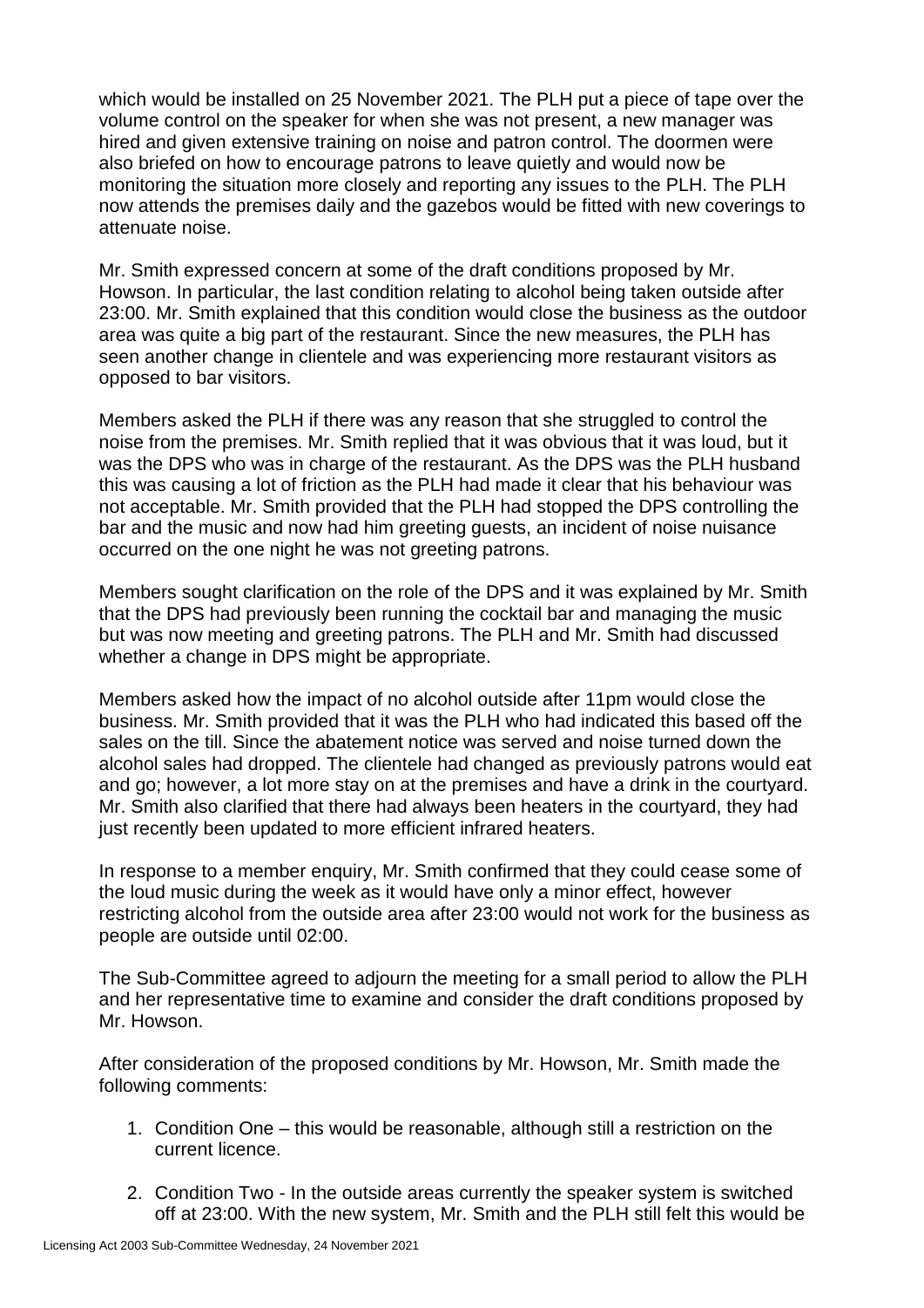which would be installed on 25 November 2021. The PLH put a piece of tape over the volume control on the speaker for when she was not present, a new manager was hired and given extensive training on noise and patron control. The doormen were also briefed on how to encourage patrons to leave quietly and would now be monitoring the situation more closely and reporting any issues to the PLH. The PLH now attends the premises daily and the gazebos would be fitted with new coverings to attenuate noise.

Mr. Smith expressed concern at some of the draft conditions proposed by Mr. Howson. In particular, the last condition relating to alcohol being taken outside after 23:00. Mr. Smith explained that this condition would close the business as the outdoor area was quite a big part of the restaurant. Since the new measures, the PLH has seen another change in clientele and was experiencing more restaurant visitors as opposed to bar visitors.

Members asked the PLH if there was any reason that she struggled to control the noise from the premises. Mr. Smith replied that it was obvious that it was loud, but it was the DPS who was in charge of the restaurant. As the DPS was the PLH husband this was causing a lot of friction as the PLH had made it clear that his behaviour was not acceptable. Mr. Smith provided that the PLH had stopped the DPS controlling the bar and the music and now had him greeting guests, an incident of noise nuisance occurred on the one night he was not greeting patrons.

Members sought clarification on the role of the DPS and it was explained by Mr. Smith that the DPS had previously been running the cocktail bar and managing the music but was now meeting and greeting patrons. The PLH and Mr. Smith had discussed whether a change in DPS might be appropriate.

Members asked how the impact of no alcohol outside after 11pm would close the business. Mr. Smith provided that it was the PLH who had indicated this based off the sales on the till. Since the abatement notice was served and noise turned down the alcohol sales had dropped. The clientele had changed as previously patrons would eat and go; however, a lot more stay on at the premises and have a drink in the courtyard. Mr. Smith also clarified that there had always been heaters in the courtyard, they had just recently been updated to more efficient infrared heaters.

In response to a member enquiry, Mr. Smith confirmed that they could cease some of the loud music during the week as it would have only a minor effect, however restricting alcohol from the outside area after 23:00 would not work for the business as people are outside until 02:00.

The Sub-Committee agreed to adjourn the meeting for a small period to allow the PLH and her representative time to examine and consider the draft conditions proposed by Mr. Howson.

After consideration of the proposed conditions by Mr. Howson, Mr. Smith made the following comments:

1. Condition One – this would be reasonable, although still a restriction on the current licence.

2. Condition Two - In the outside areas currently the speaker system is switched off at 23:00. With the new system, Mr. Smith and the PLH still felt this would be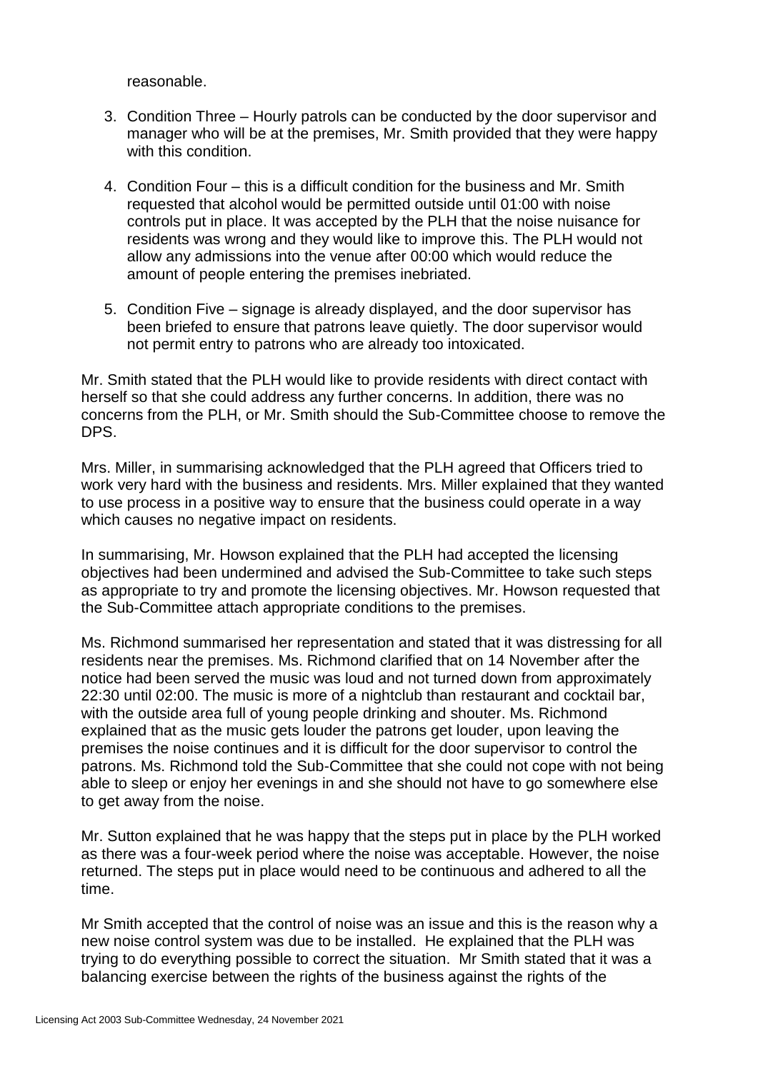reasonable.

3. Condition Three – Hourly patrols can be conducted by the door supervisor and manager who will be at the premises, Mr. Smith provided that they were happy with this condition.

4. Condition Four – this is a difficult condition for the business and Mr. Smith requested that alcohol would be permitted outside until 01:00 with noise controls put in place. It was accepted by the PLH that the noise nuisance for residents was wrong and they would like to improve this. The PLH would not allow any admissions into the venue after 00:00 which would reduce the amount of people entering the premises inebriated.

5. Condition Five – signage is already displayed, and the door supervisor has been briefed to ensure that patrons leave quietly. The door supervisor would not permit entry to patrons who are already too intoxicated.

Mr. Smith stated that the PLH would like to provide residents with direct contact with herself so that she could address any further concerns. In addition, there was no concerns from the PLH, or Mr. Smith should the Sub-Committee choose to remove the DPS.

Mrs. Miller, in summarising acknowledged that the PLH agreed that Officers tried to work very hard with the business and residents. Mrs. Miller explained that they wanted to use process in a positive way to ensure that the business could operate in a way which causes no negative impact on residents.

In summarising, Mr. Howson explained that the PLH had accepted the licensing objectives had been undermined and advised the Sub-Committee to take such steps as appropriate to try and promote the licensing objectives. Mr. Howson requested that the Sub-Committee attach appropriate conditions to the premises.

Ms. Richmond summarised her representation and stated that it was distressing for all residents near the premises. Ms. Richmond clarified that on 14 November after the notice had been served the music was loud and not turned down from approximately 22:30 until 02:00. The music is more of a nightclub than restaurant and cocktail bar, with the outside area full of young people drinking and shouter. Ms. Richmond explained that as the music gets louder the patrons get louder, upon leaving the premises the noise continues and it is difficult for the door supervisor to control the patrons. Ms. Richmond told the Sub-Committee that she could not cope with not being able to sleep or enjoy her evenings in and she should not have to go somewhere else to get away from the noise.

Mr. Sutton explained that he was happy that the steps put in place by the PLH worked as there was a four-week period where the noise was acceptable. However, the noise returned. The steps put in place would need to be continuous and adhered to all the time.

Mr Smith accepted that the control of noise was an issue and this is the reason why a new noise control system was due to be installed. He explained that the PLH was trying to do everything possible to correct the situation. Mr Smith stated that it was a balancing exercise between the rights of the business against the rights of the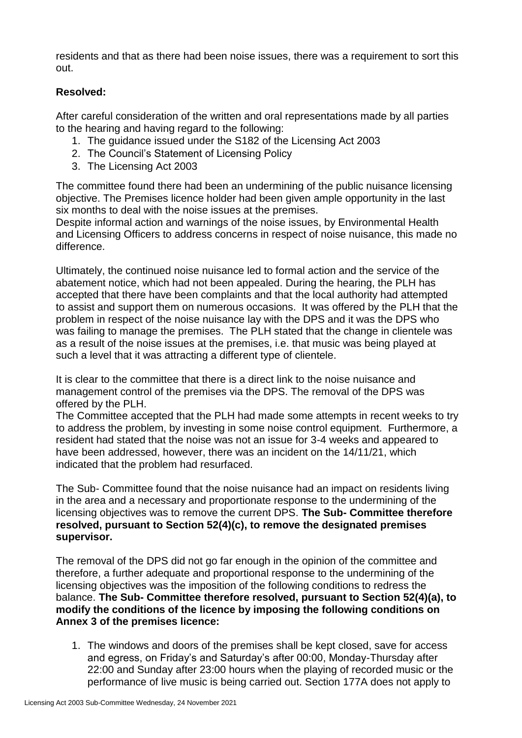residents and that as there had been noise issues, there was a requirement to sort this out.

**Resolved:**

After careful consideration of the written and oral representations made by all parties to the hearing and having regard to the following:

1. The guidance issued under the S182 of the Licensing Act 2003
2. The Council's Statement of Licensing Policy
3. The Licensing Act 2003

The committee found there had been an undermining of the public nuisance licensing objective. The Premises licence holder had been given ample opportunity in the last six months to deal with the noise issues at the premises.
Despite informal action and warnings of the noise issues, by Environmental Health and Licensing Officers to address concerns in respect of noise nuisance, this made no difference.

Ultimately, the continued noise nuisance led to formal action and the service of the abatement notice, which had not been appealed. During the hearing, the PLH has accepted that there have been complaints and that the local authority had attempted to assist and support them on numerous occasions. It was offered by the PLH that the problem in respect of the noise nuisance lay with the DPS and it was the DPS who was failing to manage the premises. The PLH stated that the change in clientele was as a result of the noise issues at the premises, i.e. that music was being played at such a level that it was attracting a different type of clientele.

It is clear to the committee that there is a direct link to the noise nuisance and management control of the premises via the DPS. The removal of the DPS was offered by the PLH.
The Committee accepted that the PLH had made some attempts in recent weeks to try to address the problem, by investing in some noise control equipment. Furthermore, a resident had stated that the noise was not an issue for 3-4 weeks and appeared to have been addressed, however, there was an incident on the 14/11/21, which indicated that the problem had resurfaced.

The Sub- Committee found that the noise nuisance had an impact on residents living in the area and a necessary and proportionate response to the undermining of the licensing objectives was to remove the current DPS. **The Sub- Committee therefore resolved, pursuant to Section 52(4)(c), to remove the designated premises supervisor.**

The removal of the DPS did not go far enough in the opinion of the committee and therefore, a further adequate and proportional response to the undermining of the licensing objectives was the imposition of the following conditions to redress the balance. **The Sub- Committee therefore resolved, pursuant to Section 52(4)(a), to modify the conditions of the licence by imposing the following conditions on Annex 3 of the premises licence:**

1. The windows and doors of the premises shall be kept closed, save for access and egress, on Friday's and Saturday's after 00:00, Monday-Thursday after 22:00 and Sunday after 23:00 hours when the playing of recorded music or the performance of live music is being carried out. Section 177A does not apply to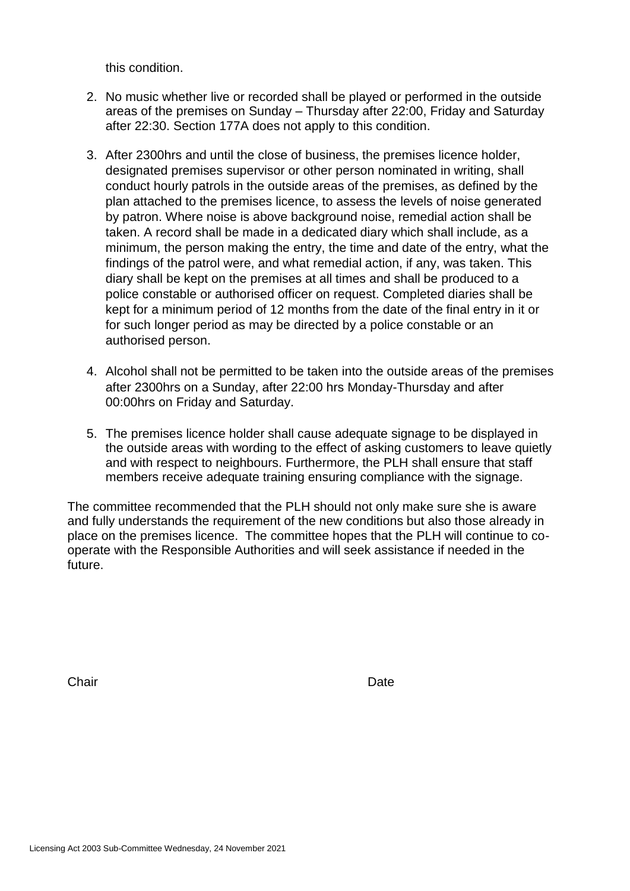this condition.

2. No music whether live or recorded shall be played or performed in the outside areas of the premises on Sunday – Thursday after 22:00, Friday and Saturday after 22:30. Section 177A does not apply to this condition.

3. After 2300hrs and until the close of business, the premises licence holder, designated premises supervisor or other person nominated in writing, shall conduct hourly patrols in the outside areas of the premises, as defined by the plan attached to the premises licence, to assess the levels of noise generated by patron. Where noise is above background noise, remedial action shall be taken. A record shall be made in a dedicated diary which shall include, as a minimum, the person making the entry, the time and date of the entry, what the findings of the patrol were, and what remedial action, if any, was taken. This diary shall be kept on the premises at all times and shall be produced to a police constable or authorised officer on request. Completed diaries shall be kept for a minimum period of 12 months from the date of the final entry in it or for such longer period as may be directed by a police constable or an authorised person.

4. Alcohol shall not be permitted to be taken into the outside areas of the premises after 2300hrs on a Sunday, after 22:00 hrs Monday-Thursday and after 00:00hrs on Friday and Saturday.

5. The premises licence holder shall cause adequate signage to be displayed in the outside areas with wording to the effect of asking customers to leave quietly and with respect to neighbours. Furthermore, the PLH shall ensure that staff members receive adequate training ensuring compliance with the signage.

The committee recommended that the PLH should not only make sure she is aware and fully understands the requirement of the new conditions but also those already in place on the premises licence. The committee hopes that the PLH will continue to co-operate with the Responsible Authorities and will seek assistance if needed in the future.

Chair Date